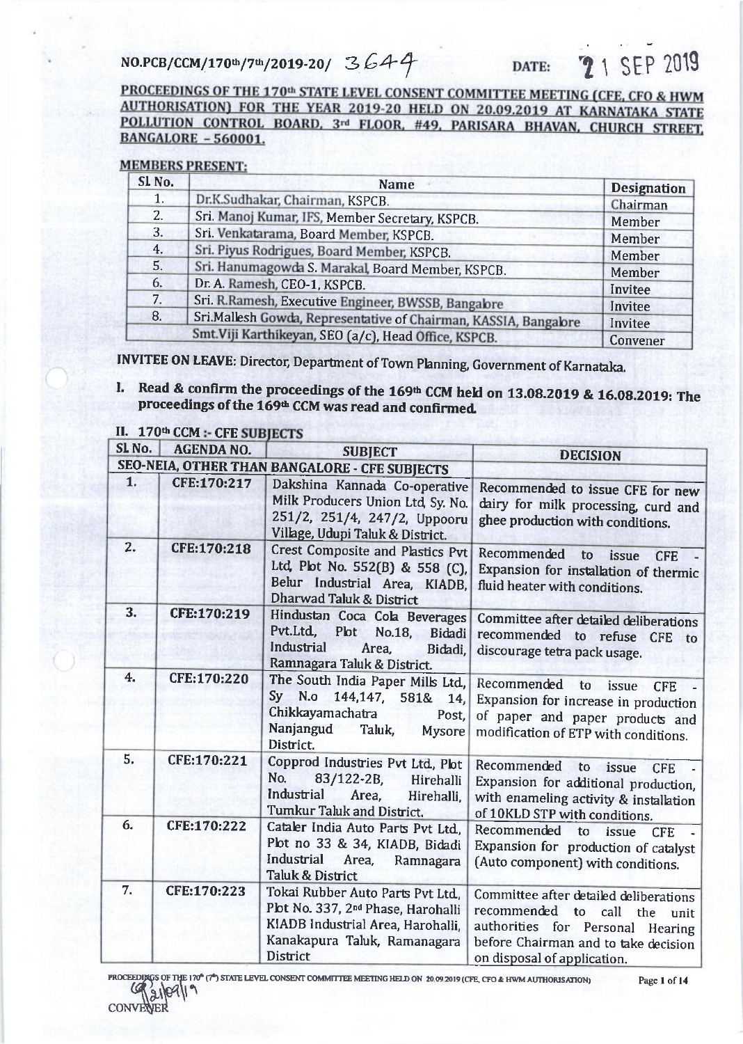NO.PCB/CCM/$170^{th}$/$7^{th}$/2019-20/ 3644 DATE: 21 SEP 2019

**PROCEEDINGS OF THE 170th STATE LEVEL CONSENT COMMITTEE MEETING (CFE, CFO & HWM AUTHORISATION) FOR THE YEAR 2019-20 HELD ON 20.09.2019 AT KARNATAKA STATE POLLUTION CONTROL BOARD, 3rd FLOOR, #49, PARISARA BHAVAN, CHURCH STREET, BANGALORE – 560001.**

**MEMBERS PRESENT:**

| Sl. No. | Name | Designation |
|---|---|---|
| 1. | Dr.K.Sudhakar, Chairman, KSPCB. | Chairman |
| 2. | Sri. Manoj Kumar, IFS, Member Secretary, KSPCB. | Member |
| 3. | Sri. Venkatarama, Board Member, KSPCB. | Member |
| 4. | Sri. Piyus Rodrigues, Board Member, KSPCB. | Member |
| 5. | Sri. Hanumagowda S. Marakal, Board Member, KSPCB. | Member |
| 6. | Dr. A. Ramesh, CEO-1, KSPCB. | Invitee |
| 7. | Sri. R.Ramesh, Executive Engineer, BWSSB, Bangalore | Invitee |
| 8. | Sri.Mallesh Gowda, Representative of Chairman, KASSIA, Bangalore | Invitee |
| | Smt.Viji Karthikeyan, SEO (a/c), Head Office, KSPCB. | Convener |

**INVITEE ON LEAVE:** Director, Department of Town Planning, Government of Karnataka.

**I. Read & confirm the proceedings of the 169th CCM held on 13.08.2019 & 16.08.2019: The proceedings of the 169th CCM was read and confirmed.**

**II. 170th CCM :- CFE SUBJECTS**

| Sl. No. | AGENDA NO. | SUBJECT | DECISION |
|---|---|---|---|
| **SEO-NEIA, OTHER THAN BANGALORE - CFE SUBJECTS** | | | |
| 1. | CFE:170:217 | Dakshina Kannada Co-operative Milk Producers Union Ltd, Sy. No. 251/2, 251/4, 247/2, Uppooru Village, Udupi Taluk & District. | Recommended to issue CFE for new dairy for milk processing, curd and ghee production with conditions. |
| 2. | CFE:170:218 | Crest Composite and Plastics Pvt Ltd, Plot No. 552(B) & 558 (C), Belur Industrial Area, KIADB, Dharwad Taluk & District | Recommended to issue CFE - Expansion for installation of thermic fluid heater with conditions. |
| 3. | CFE:170:219 | Hindustan Coca Cola Beverages Pvt.Ltd., Plot No.18, Bidadi Industrial Area, Bidadi, Ramnagara Taluk & District. | Committee after detailed deliberations recommended to refuse CFE to discourage tetra pack usage. |
| 4. | CFE:170:220 | The South India Paper Mills Ltd, Sy N.o 144,147, 581& 14, Chikkayamachatra Post, Nanjangud Taluk, Mysore District. | Recommended to issue CFE - Expansion for increase in production of paper and paper products and modification of ETP with conditions. |
| 5. | CFE:170:221 | Copprod Industries Pvt Ltd., Plot No. 83/122-2B, Hirehalli Industrial Area, Hirehalli, Tumkur Taluk and District. | Recommended to issue CFE - Expansion for additional production, with enameling activity & installation of 10KLD STP with conditions. |
| 6. | CFE:170:222 | Cataler India Auto Parts Pvt Ltd., Plot no 33 & 34, KIADB, Bidadi Industrial Area, Ramnagara Taluk & District | Recommended to issue CFE - Expansion for production of catalyst (Auto component) with conditions. |
| 7. | CFE:170:223 | Tokai Rubber Auto Parts Pvt Ltd., Plot No. 337, 2nd Phase, Harohalli KIADB Industrial Area, Harohalli, Kanakapura Taluk, Ramanagara District | Committee after detailed deliberations recommended to call the unit authorities for Personal Hearing before Chairman and to take decision on disposal of application. |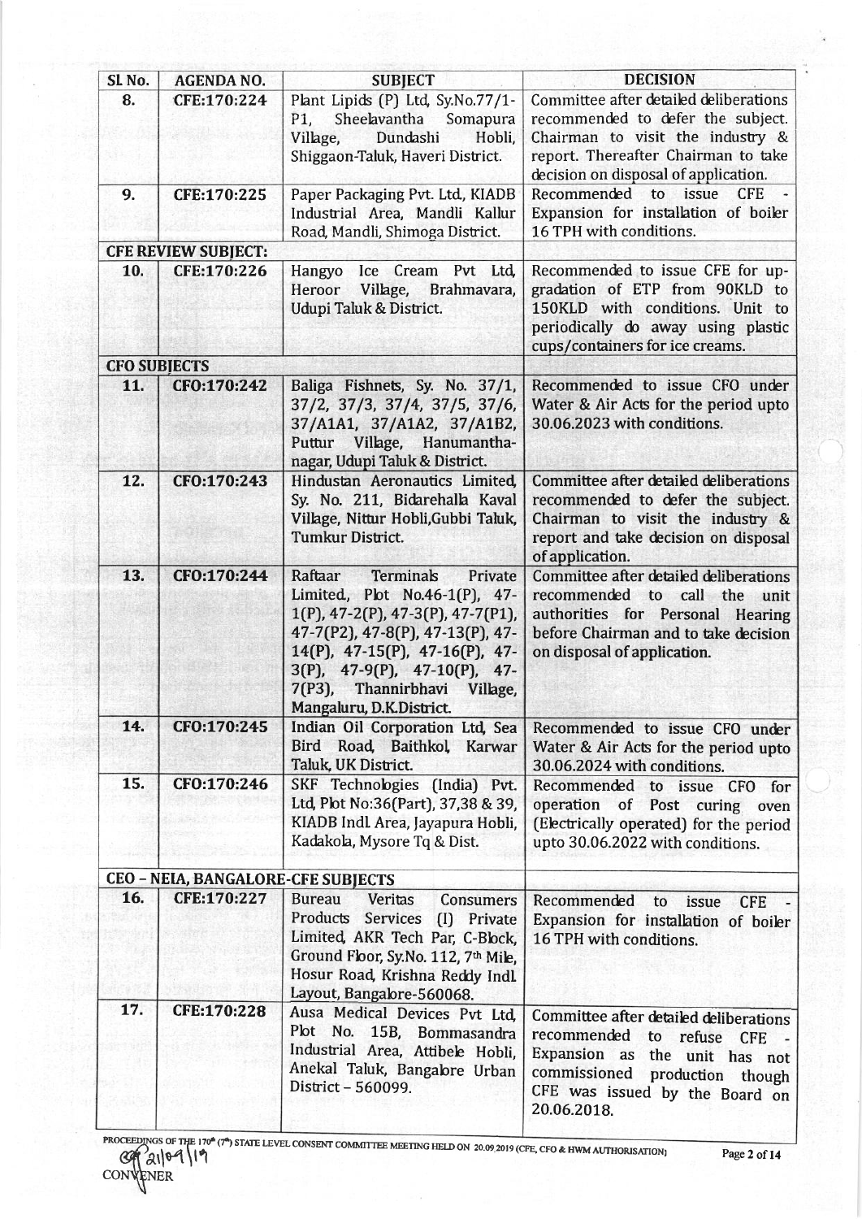| Sl No. | AGENDA NO. | SUBJECT | DECISION |
|---|---|---|---|
| 8. | CFE:170:224 | Plant Lipids (P) Ltd, Sy.No.77/1-P1, Sheelavantha Somapura Village, Dundashi Hobli, Shiggaon-Taluk, Haveri District. | Committee after detailed deliberations recommended to defer the subject. Chairman to visit the industry & report. Thereafter Chairman to take decision on disposal of application. |
| 9. | CFE:170:225 | Paper Packaging Pvt. Ltd., KIADB Industrial Area, Mandli Kallur Road, Mandli, Shimoga District. | Recommended to issue CFE - Expansion for installation of boiler 16 TPH with conditions. |
| **CFE REVIEW SUBJECT:** | | | |
| 10. | CFE:170:226 | Hangyo Ice Cream Pvt Ltd, Heroor Village, Brahmavara, Udupi Taluk & District. | Recommended to issue CFE for up-gradation of ETP from 90KLD to 150KLD with conditions. Unit to periodically do away using plastic cups/containers for ice creams. |
| **CFO SUBJECTS** | | | |
| 11. | CFO:170:242 | Baliga Fishnets, Sy. No. 37/1, 37/2, 37/3, 37/4, 37/5, 37/6, 37/A1A1, 37/A1A2, 37/A1B2, Puttur Village, Hanumantha-nagar, Udupi Taluk & District. | Recommended to issue CFO under Water & Air Acts for the period upto 30.06.2023 with conditions. |
| 12. | CFO:170:243 | Hindustan Aeronautics Limited, Sy. No. 211, Bidarehalla Kaval Village, Nittur Hobli,Gubbi Taluk, Tumkur District. | Committee after detailed deliberations recommended to defer the subject. Chairman to visit the industry & report and take decision on disposal of application. |
| 13. | CFO:170:244 | Raftaar Terminals Private Limited., Plot No.46-1(P), 47-1(P), 47-2(P), 47-3(P), 47-7(P1), 47-7(P2), 47-8(P), 47-13(P), 47-14(P), 47-15(P), 47-16(P), 47-3(P), 47-9(P), 47-10(P), 47-7(P3), Thannirbhavi Village, Mangaluru, D.K.District. | Committee after detailed deliberations recommended to call the unit authorities for Personal Hearing before Chairman and to take decision on disposal of application. |
| 14. | CFO:170:245 | Indian Oil Corporation Ltd, Sea Bird Road, Baithkol, Karwar Taluk, UK District. | Recommended to issue CFO under Water & Air Acts for the period upto 30.06.2024 with conditions. |
| 15. | CFO:170:246 | SKF Technologies (India) Pvt. Ltd, Plot No:36(Part), 37,38 & 39, KIADB Indl. Area, Jayapura Hobli, Kadakola, Mysore Tq & Dist. | Recommended to issue CFO for operation of Post curing oven (Electrically operated) for the period upto 30.06.2022 with conditions. |
| **CEO – NEIA, BANGALORE-CFE SUBJECTS** | | | |
| 16. | CFE:170:227 | Bureau Veritas Consumers Products Services (I) Private Limited, AKR Tech Par, C-Block, Ground Floor, Sy.No. 112, 7th Mile, Hosur Road, Krishna Reddy Indl. Layout, Bangalore-560068. | Recommended to issue CFE - Expansion for installation of boiler 16 TPH with conditions. |
| 17. | CFE:170:228 | Ausa Medical Devices Pvt Ltd, Plot No. 15B, Bommasandra Industrial Area, Attibele Hobli, Anekal Taluk, Bangalore Urban District – 560099. | Committee after detailed deliberations recommended to refuse CFE - Expansion as the unit has not commissioned production though CFE was issued by the Board on 20.06.2018. |

PROCEEDINGS OF THE 170th (7th) STATE LEVEL CONSENT COMMITTEE MEETING HELD ON 20.09.2019 (CFE, CFO & HWM AUTHORISATION)

21/09/19
CONVENER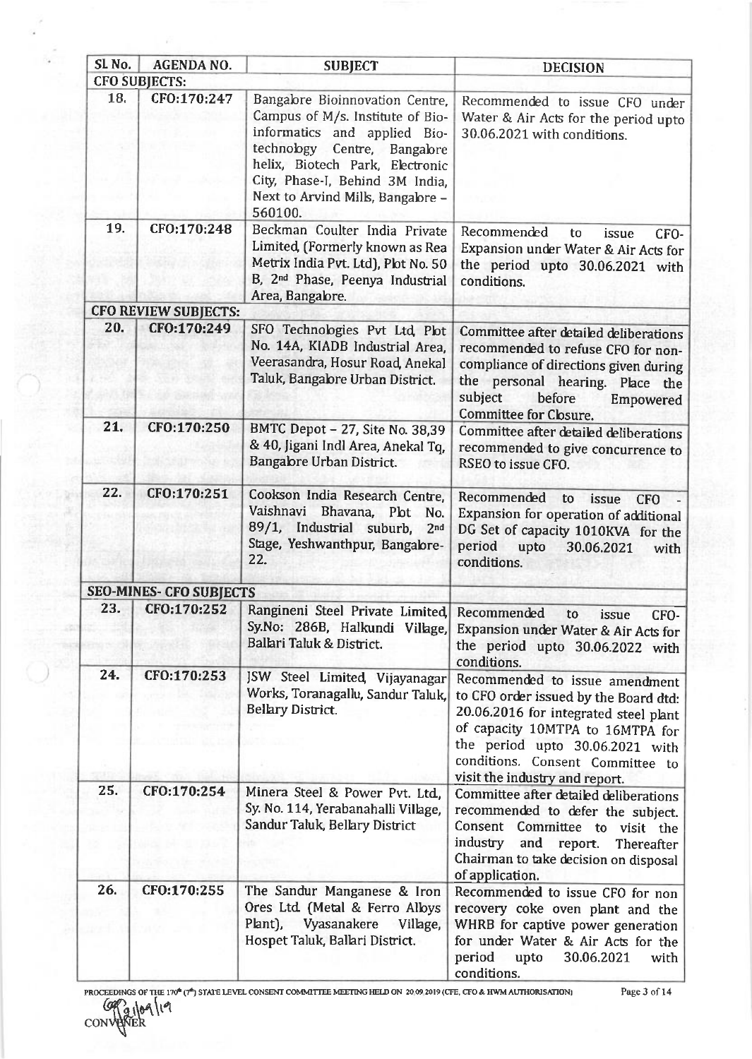| Sl. No. | AGENDA NO. | SUBJECT | DECISION |
|---|---|---|---|
| **CFO SUBJECTS:** | | | |
| 18. | CFO:170:247 | Bangalore Bioinnovation Centre, Campus of M/s. Institute of Bio-informatics and applied Bio-technology Centre, Bangalore helix, Biotech Park, Electronic City, Phase-I, Behind 3M India, Next to Arvind Mills, Bangalore – 560100. | Recommended to issue CFO under Water & Air Acts for the period upto 30.06.2021 with conditions. |
| 19. | CFO:170:248 | Beckman Coulter India Private Limited, (Formerly known as Rea Metrix India Pvt. Ltd), Plot No. 50 B, 2nd Phase, Peenya Industrial Area, Bangalore. | Recommended to issue CFO-Expansion under Water & Air Acts for the period upto 30.06.2021 with conditions. |
| **CFO REVIEW SUBJECTS:** | | | |
| 20. | CFO:170:249 | SFO Technologies Pvt Ltd, Plot No. 14A, KIADB Industrial Area, Veerasandra, Hosur Road, Anekal Taluk, Bangalore Urban District. | Committee after detailed deliberations recommended to refuse CFO for non-compliance of directions given during the personal hearing. Place the subject before Empowered Committee for Closure. |
| 21. | CFO:170:250 | BMTC Depot – 27, Site No. 38,39 & 40, Jigani Indl Area, Anekal Tq, Bangalore Urban District. | Committee after detailed deliberations recommended to give concurrence to RSEO to issue CFO. |
| 22. | CFO:170:251 | Cookson India Research Centre, Vaishnavi Bhavana, Plot No. 89/1, Industrial suburb, 2nd Stage, Yeshwanthpur, Bangalore-22. | Recommended to issue CFO - Expansion for operation of additional DG Set of capacity 1010KVA for the period upto 30.06.2021 with conditions. |
| **SEO-MINES- CFO SUBJECTS** | | | |
| 23. | CFO:170:252 | Rangineni Steel Private Limited, Sy.No: 286B, Halkundi Village, Ballari Taluk & District. | Recommended to issue CFO-Expansion under Water & Air Acts for the period upto 30.06.2022 with conditions. |
| 24. | CFO:170:253 | JSW Steel Limited, Vijayanagar Works, Toranagallu, Sandur Taluk, Bellary District. | Recommended to issue amendment to CFO order issued by the Board dtd: 20.06.2016 for integrated steel plant of capacity 10MTPA to 16MTPA for the period upto 30.06.2021 with conditions. Consent Committee to visit the industry and report. |
| 25. | CFO:170:254 | Minera Steel & Power Pvt. Ltd., Sy. No. 114, Yerabanahalli Village, Sandur Taluk, Bellary District | Committee after detailed deliberations recommended to defer the subject. Consent Committee to visit the industry and report. Thereafter Chairman to take decision on disposal of application. |
| 26. | CFO:170:255 | The Sandur Manganese & Iron Ores Ltd. (Metal & Ferro Alloys Plant), Vyasanakere Village, Hospet Taluk, Ballari District. | Recommended to issue CFO for non recovery coke oven plant and the WHRB for captive power generation for under Water & Air Acts for the period upto 30.06.2021 with conditions. |

PROCEEDINGS OF THE 170th (7th) STATE LEVEL CONSENT COMMITTEE MEETING HELD ON 20.09.2019 (CFE, CFO & HWM AUTHORISATION)

21/09/19
CONVENER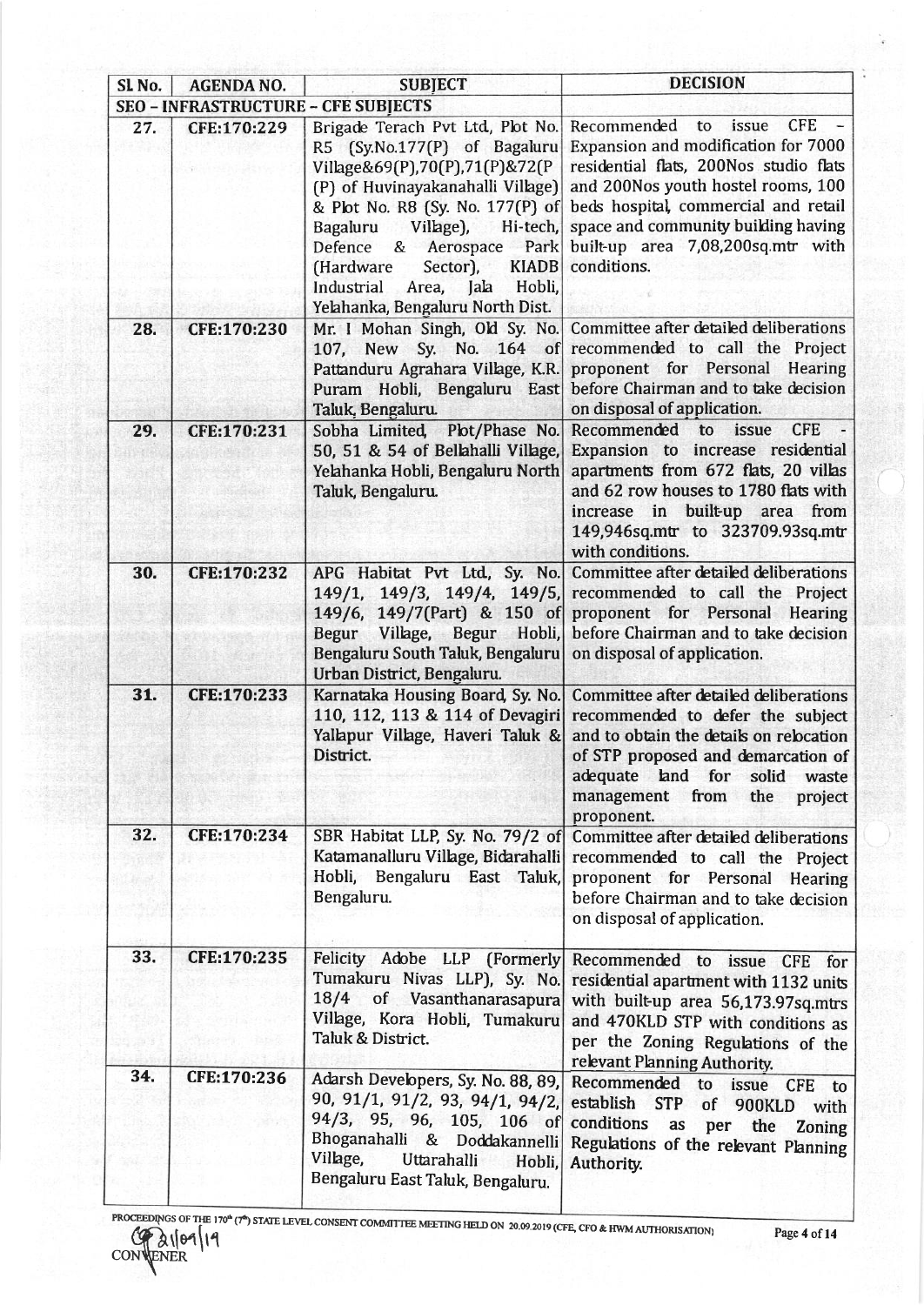| Sl. No. | AGENDA NO. | SUBJECT | DECISION |
|---|---|---|---|
| **SEO – INFRASTRUCTURE – CFE SUBJECTS** | | | |
| **27.** | **CFE:170:229** | Brigade Terach Pvt Ltd, Plot No. R5 (Sy.No.177(P) of Bagaluru Village&69(P),70(P),71(P)&72(P (P) of Huvinayakanahalli Village) & Plot No. R8 (Sy. No. 177(P) of Bagaluru Village), Hi-tech, Defence & Aerospace Park (Hardware Sector), KIADB Industrial Area, Jala Hobli, Yelahanka, Bengaluru North Dist. | Recommended to issue CFE – Expansion and modification for 7000 residential flats, 200Nos studio flats and 200Nos youth hostel rooms, 100 beds hospital, commercial and retail space and community building having built-up area 7,08,200sq.mtr with conditions. |
| **28.** | **CFE:170:230** | Mr. I Mohan Singh, Old Sy. No. 107, New Sy. No. 164 of Pattanduru Agrahara Village, K.R. Puram Hobli, Bengaluru East Taluk, Bengaluru. | Committee after detailed deliberations recommended to call the Project proponent for Personal Hearing before Chairman and to take decision on disposal of application. |
| **29.** | **CFE:170:231** | Sobha Limited, Plot/Phase No. 50, 51 & 54 of Bellahalli Village, Yelahanka Hobli, Bengaluru North Taluk, Bengaluru. | Recommended to issue CFE - Expansion to increase residential apartments from 672 flats, 20 villas and 62 row houses to 1780 flats with increase in built-up area from 149,946sq.mtr to 323709.93sq.mtr with conditions. |
| **30.** | **CFE:170:232** | APG Habitat Pvt Ltd, Sy. No. 149/1, 149/3, 149/4, 149/5, 149/6, 149/7(Part) & 150 of Begur Village, Begur Hobli, Bengaluru South Taluk, Bengaluru Urban District, Bengaluru. | Committee after detailed deliberations recommended to call the Project proponent for Personal Hearing before Chairman and to take decision on disposal of application. |
| **31.** | **CFE:170:233** | Karnataka Housing Board, Sy. No. 110, 112, 113 & 114 of Devagiri Yallapur Village, Haveri Taluk & District. | Committee after detailed deliberations recommended to defer the subject and to obtain the details on relocation of STP proposed and demarcation of adequate land for solid waste management from the project proponent. |
| **32.** | **CFE:170:234** | SBR Habitat LLP, Sy. No. 79/2 of Katamanalluru Village, Bidarahalli Hobli, Bengaluru East Taluk, Bengaluru. | Committee after detailed deliberations recommended to call the Project proponent for Personal Hearing before Chairman and to take decision on disposal of application. |
| **33.** | **CFE:170:235** | Felicity Adobe LLP (Formerly Tumakuru Nivas LLP), Sy. No. 18/4 of Vasanthanarasapura Village, Kora Hobli, Tumakuru Taluk & District. | Recommended to issue CFE for residential apartment with 1132 units with built-up area 56,173.97sq.mtrs and 470KLD STP with conditions as per the Zoning Regulations of the relevant Planning Authority. |
| **34.** | **CFE:170:236** | Adarsh Developers, Sy. No. 88, 89, 90, 91/1, 91/2, 93, 94/1, 94/2, 94/3, 95, 96, 105, 106 of Bhoganahalli & Doddakannelli Village, Uttarahalli Hobli, Bengaluru East Taluk, Bengaluru. | Recommended to issue CFE to establish STP of 900KLD with conditions as per the Zoning Regulations of the relevant Planning Authority. |

PROCEEDINGS OF THE 170th (7th) STATE LEVEL CONSENT COMMITTEE MEETING HELD ON 20.09.2019 (CFE, CFO & HWM AUTHORISATION)

21/09/19
CONVENER